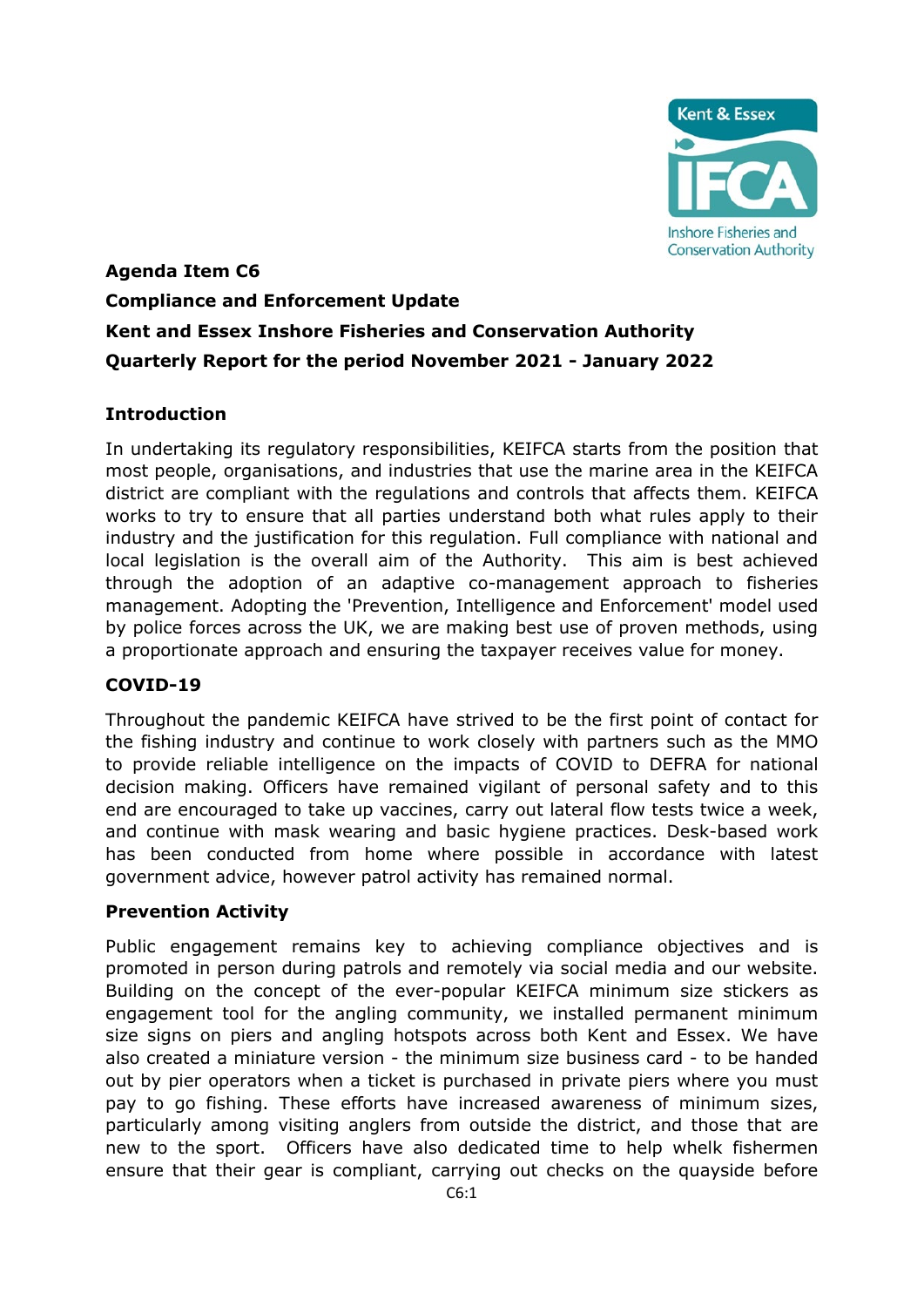**Agenda Item C6**

**Compliance and Enforcement Update**

**Kent and Essex Inshore Fisheries and Conservation Authority**

**Quarterly Report for the period November 2021 - January 2022**

## Introduction

In undertaking its regulatory responsibilities, KEIFCA starts from the position that most people, organisations, and industries that use the marine area in the KEIFCA district are compliant with the regulations and controls that affects them. KEIFCA works to try to ensure that all parties understand both what rules apply to their industry and the justification for this regulation. Full compliance with national and local legislation is the overall aim of the Authority. This aim is best achieved through the adoption of an adaptive co-management approach to fisheries management. Adopting the 'Prevention, Intelligence and Enforcement' model used by police forces across the UK, we are making best use of proven methods, using a proportionate approach and ensuring the taxpayer receives value for money.

## COVID-19

Throughout the pandemic KEIFCA have strived to be the first point of contact for the fishing industry and continue to work closely with partners such as the MMO to provide reliable intelligence on the impacts of COVID to DEFRA for national decision making. Officers have remained vigilant of personal safety and to this end are encouraged to take up vaccines, carry out lateral flow tests twice a week, and continue with mask wearing and basic hygiene practices. Desk-based work has been conducted from home where possible in accordance with latest government advice, however patrol activity has remained normal.

## Prevention Activity

Public engagement remains key to achieving compliance objectives and is promoted in person during patrols and remotely via social media and our website. Building on the concept of the ever-popular KEIFCA minimum size stickers as engagement tool for the angling community, we installed permanent minimum size signs on piers and angling hotspots across both Kent and Essex. We have also created a miniature version - the minimum size business card - to be handed out by pier operators when a ticket is purchased in private piers where you must pay to go fishing. These efforts have increased awareness of minimum sizes, particularly among visiting anglers from outside the district, and those that are new to the sport. Officers have also dedicated time to help whelk fishermen ensure that their gear is compliant, carrying out checks on the quayside before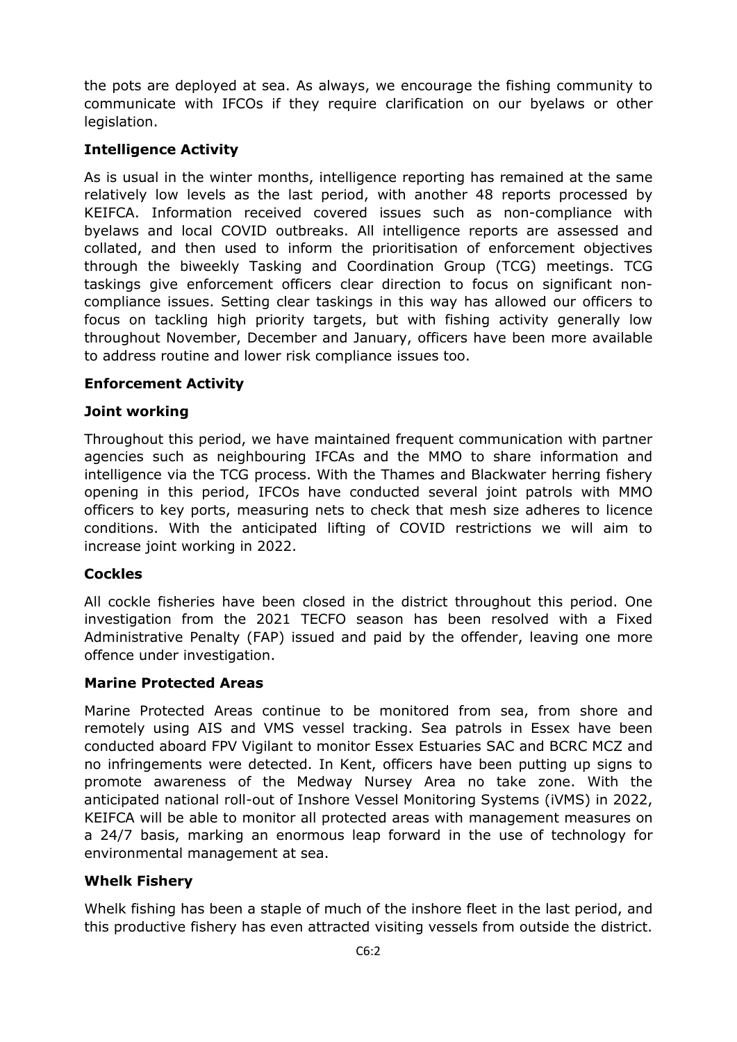the pots are deployed at sea. As always, we encourage the fishing community to communicate with IFCOs if they require clarification on our byelaws or other legislation.

**Intelligence Activity**

As is usual in the winter months, intelligence reporting has remained at the same relatively low levels as the last period, with another 48 reports processed by KEIFCA. Information received covered issues such as non-compliance with byelaws and local COVID outbreaks. All intelligence reports are assessed and collated, and then used to inform the prioritisation of enforcement objectives through the biweekly Tasking and Coordination Group (TCG) meetings. TCG taskings give enforcement officers clear direction to focus on significant non-compliance issues. Setting clear taskings in this way has allowed our officers to focus on tackling high priority targets, but with fishing activity generally low throughout November, December and January, officers have been more available to address routine and lower risk compliance issues too.

**Enforcement Activity**

**Joint working**

Throughout this period, we have maintained frequent communication with partner agencies such as neighbouring IFCAs and the MMO to share information and intelligence via the TCG process. With the Thames and Blackwater herring fishery opening in this period, IFCOs have conducted several joint patrols with MMO officers to key ports, measuring nets to check that mesh size adheres to licence conditions. With the anticipated lifting of COVID restrictions we will aim to increase joint working in 2022.

**Cockles**

All cockle fisheries have been closed in the district throughout this period. One investigation from the 2021 TECFO season has been resolved with a Fixed Administrative Penalty (FAP) issued and paid by the offender, leaving one more offence under investigation.

**Marine Protected Areas**

Marine Protected Areas continue to be monitored from sea, from shore and remotely using AIS and VMS vessel tracking. Sea patrols in Essex have been conducted aboard FPV Vigilant to monitor Essex Estuaries SAC and BCRC MCZ and no infringements were detected. In Kent, officers have been putting up signs to promote awareness of the Medway Nursey Area no take zone. With the anticipated national roll-out of Inshore Vessel Monitoring Systems (iVMS) in 2022, KEIFCA will be able to monitor all protected areas with management measures on a 24/7 basis, marking an enormous leap forward in the use of technology for environmental management at sea.

**Whelk Fishery**

Whelk fishing has been a staple of much of the inshore fleet in the last period, and this productive fishery has even attracted visiting vessels from outside the district.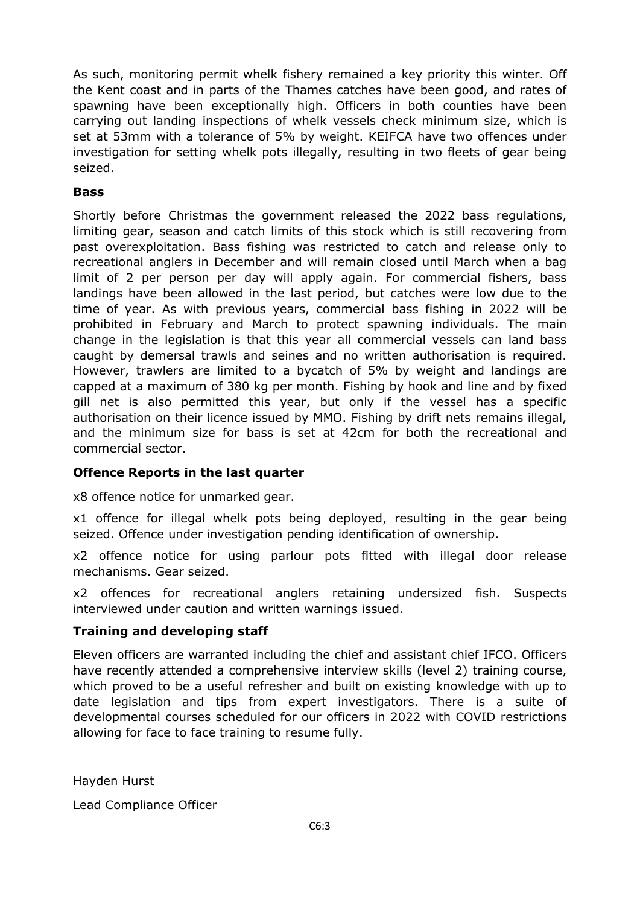As such, monitoring permit whelk fishery remained a key priority this winter. Off the Kent coast and in parts of the Thames catches have been good, and rates of spawning have been exceptionally high. Officers in both counties have been carrying out landing inspections of whelk vessels check minimum size, which is set at 53mm with a tolerance of 5% by weight. KEIFCA have two offences under investigation for setting whelk pots illegally, resulting in two fleets of gear being seized.

**Bass**

Shortly before Christmas the government released the 2022 bass regulations, limiting gear, season and catch limits of this stock which is still recovering from past overexploitation. Bass fishing was restricted to catch and release only to recreational anglers in December and will remain closed until March when a bag limit of 2 per person per day will apply again. For commercial fishers, bass landings have been allowed in the last period, but catches were low due to the time of year. As with previous years, commercial bass fishing in 2022 will be prohibited in February and March to protect spawning individuals. The main change in the legislation is that this year all commercial vessels can land bass caught by demersal trawls and seines and no written authorisation is required. However, trawlers are limited to a bycatch of 5% by weight and landings are capped at a maximum of 380 kg per month. Fishing by hook and line and by fixed gill net is also permitted this year, but only if the vessel has a specific authorisation on their licence issued by MMO. Fishing by drift nets remains illegal, and the minimum size for bass is set at 42cm for both the recreational and commercial sector.

**Offence Reports in the last quarter**

x8 offence notice for unmarked gear.

x1 offence for illegal whelk pots being deployed, resulting in the gear being seized. Offence under investigation pending identification of ownership.

x2 offence notice for using parlour pots fitted with illegal door release mechanisms. Gear seized.

x2 offences for recreational anglers retaining undersized fish. Suspects interviewed under caution and written warnings issued.

**Training and developing staff**

Eleven officers are warranted including the chief and assistant chief IFCO. Officers have recently attended a comprehensive interview skills (level 2) training course, which proved to be a useful refresher and built on existing knowledge with up to date legislation and tips from expert investigators. There is a suite of developmental courses scheduled for our officers in 2022 with COVID restrictions allowing for face to face training to resume fully.

Hayden Hurst

Lead Compliance Officer